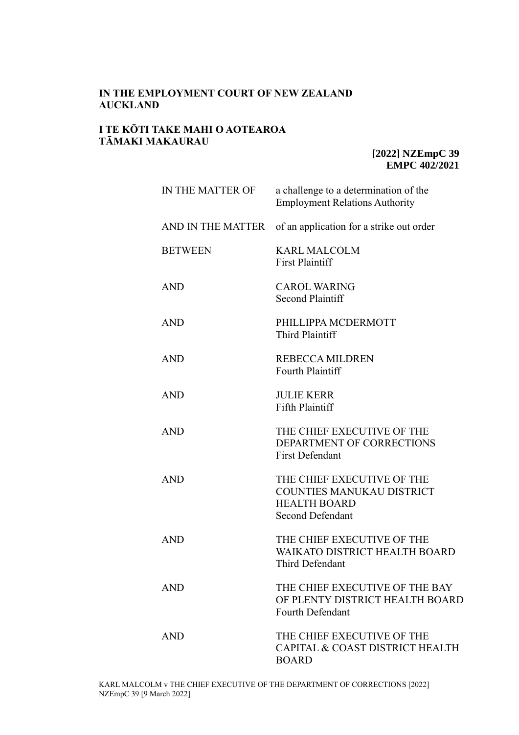**IN THE EMPLOYMENT COURT OF NEW ZEALAND AUCKLAND**

**I TE KŌTI TAKE MAHI O AOTEAROA TĀMAKI MAKAURAU**

**[2022] NZEmpC 39**
**EMPC 402/2021**

| | |
|---|---|
| IN THE MATTER OF | a challenge to a determination of the Employment Relations Authority |
| AND IN THE MATTER | of an application for a strike out order |
| BETWEEN | KARL MALCOLM<br>First Plaintiff |
| AND | CAROL WARING<br>Second Plaintiff |
| AND | PHILLIPPA MCDERMOTT<br>Third Plaintiff |
| AND | REBECCA MILDREN<br>Fourth Plaintiff |
| AND | JULIE KERR<br>Fifth Plaintiff |
| AND | THE CHIEF EXECUTIVE OF THE DEPARTMENT OF CORRECTIONS<br>First Defendant |
| AND | THE CHIEF EXECUTIVE OF THE COUNTIES MANUKAU DISTRICT HEALTH BOARD<br>Second Defendant |
| AND | THE CHIEF EXECUTIVE OF THE WAIKATO DISTRICT HEALTH BOARD<br>Third Defendant |
| AND | THE CHIEF EXECUTIVE OF THE BAY OF PLENTY DISTRICT HEALTH BOARD<br>Fourth Defendant |
| AND | THE CHIEF EXECUTIVE OF THE CAPITAL & COAST DISTRICT HEALTH BOARD |

KARL MALCOLM v THE CHIEF EXECUTIVE OF THE DEPARTMENT OF CORRECTIONS [2022] NZEmpC 39 [9 March 2022]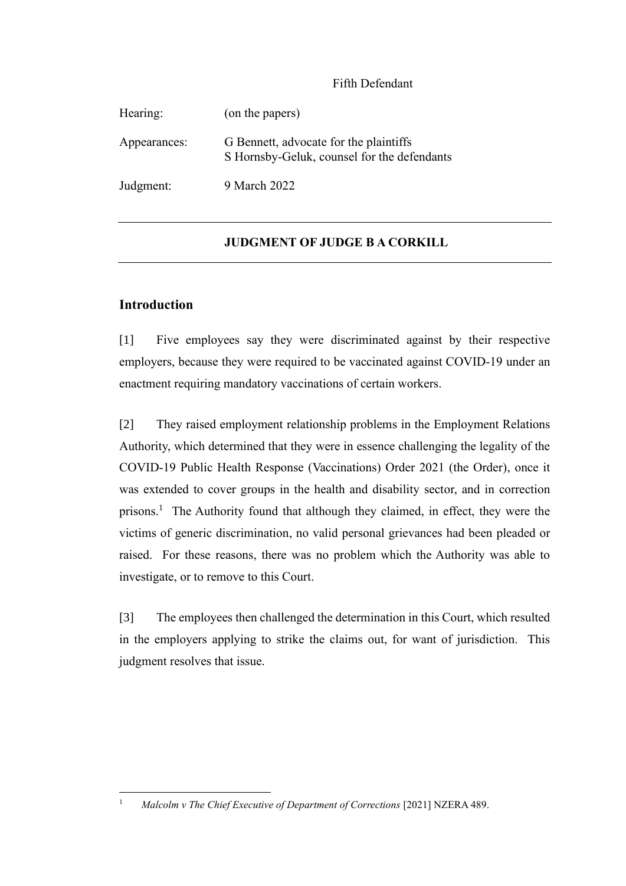Fifth Defendant

Hearing: (on the papers)

Appearances: G Bennett, advocate for the plaintiffs
S Hornsby-Geluk, counsel for the defendants

Judgment: 9 March 2022

---

**JUDGMENT OF JUDGE B A CORKILL**

---

## Introduction

[1] Five employees say they were discriminated against by their respective employers, because they were required to be vaccinated against COVID-19 under an enactment requiring mandatory vaccinations of certain workers.

[2] They raised employment relationship problems in the Employment Relations Authority, which determined that they were in essence challenging the legality of the COVID-19 Public Health Response (Vaccinations) Order 2021 (the Order), once it was extended to cover groups in the health and disability sector, and in correction prisons.[1] The Authority found that although they claimed, in effect, they were the victims of generic discrimination, no valid personal grievances had been pleaded or raised. For these reasons, there was no problem which the Authority was able to investigate, or to remove to this Court.

[3] The employees then challenged the determination in this Court, which resulted in the employers applying to strike the claims out, for want of jurisdiction. This judgment resolves that issue.

---

[1] *Malcolm v The Chief Executive of Department of Corrections* [2021] NZERA 489.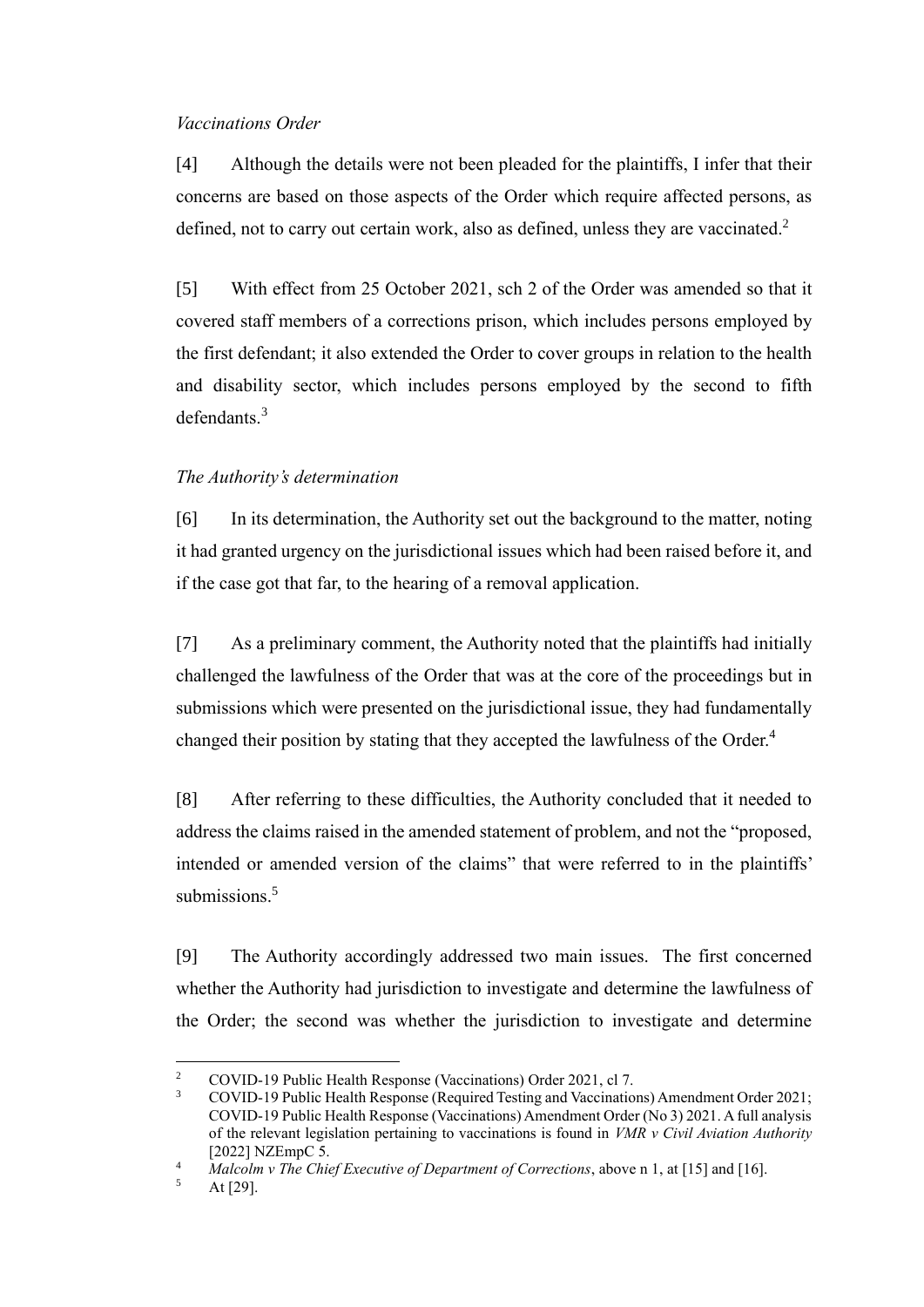*Vaccinations Order*

[4] Although the details were not been pleaded for the plaintiffs, I infer that their concerns are based on those aspects of the Order which require affected persons, as defined, not to carry out certain work, also as defined, unless they are vaccinated.[2]

[5] With effect from 25 October 2021, sch 2 of the Order was amended so that it covered staff members of a corrections prison, which includes persons employed by the first defendant; it also extended the Order to cover groups in relation to the health and disability sector, which includes persons employed by the second to fifth defendants.[3]

*The Authority's determination*

[6] In its determination, the Authority set out the background to the matter, noting it had granted urgency on the jurisdictional issues which had been raised before it, and if the case got that far, to the hearing of a removal application.

[7] As a preliminary comment, the Authority noted that the plaintiffs had initially challenged the lawfulness of the Order that was at the core of the proceedings but in submissions which were presented on the jurisdictional issue, they had fundamentally changed their position by stating that they accepted the lawfulness of the Order.[4]

[8] After referring to these difficulties, the Authority concluded that it needed to address the claims raised in the amended statement of problem, and not the "proposed, intended or amended version of the claims" that were referred to in the plaintiffs' submissions.[5]

[9] The Authority accordingly addressed two main issues. The first concerned whether the Authority had jurisdiction to investigate and determine the lawfulness of the Order; the second was whether the jurisdiction to investigate and determine

---

[2] COVID-19 Public Health Response (Vaccinations) Order 2021, cl 7.

[3] COVID-19 Public Health Response (Required Testing and Vaccinations) Amendment Order 2021; COVID-19 Public Health Response (Vaccinations) Amendment Order (No 3) 2021. A full analysis of the relevant legislation pertaining to vaccinations is found in *VMR v Civil Aviation Authority* [2022] NZEmpC 5.

[4] *Malcolm v The Chief Executive of Department of Corrections*, above n 1, at [15] and [16].

[5] At [29].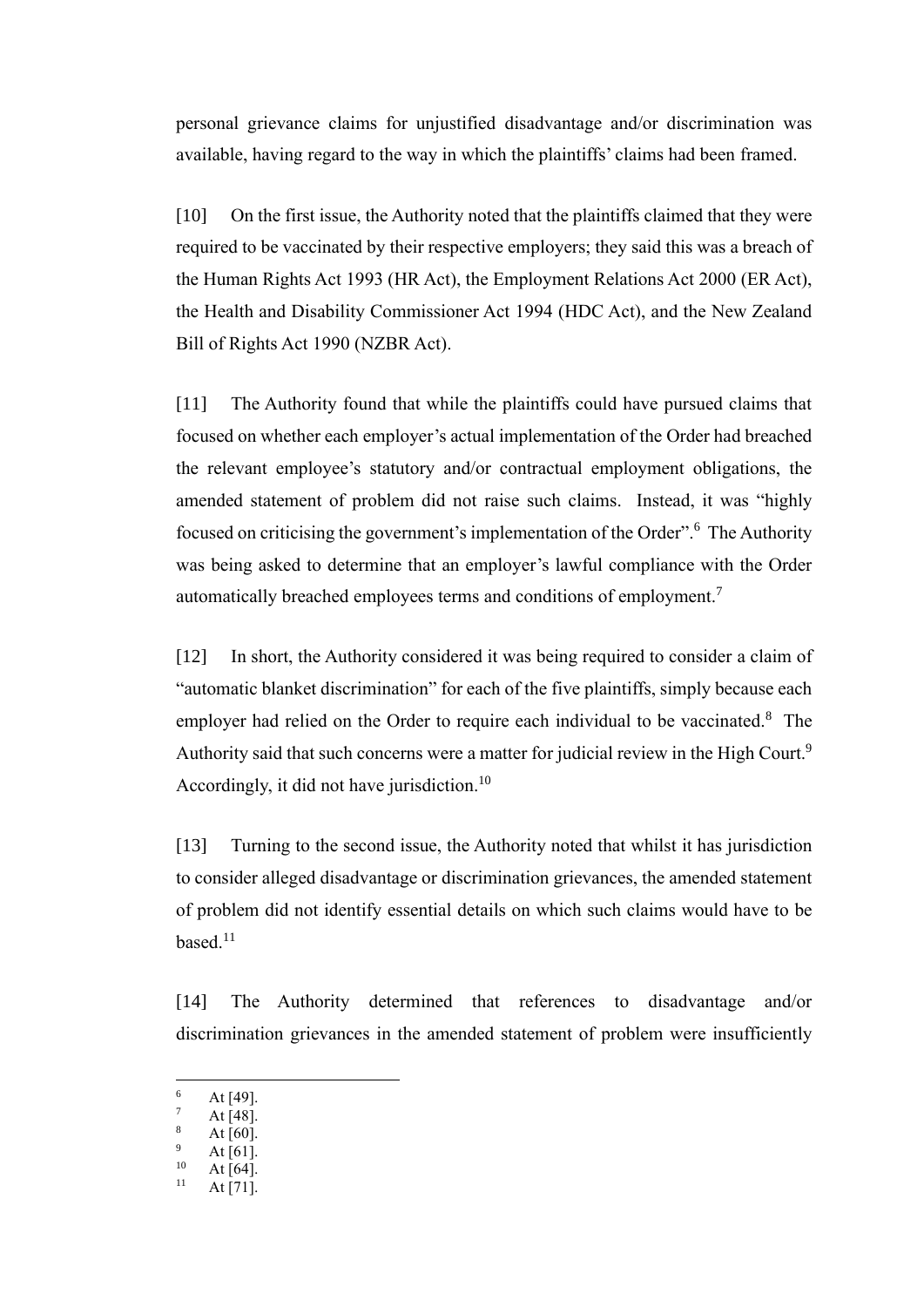personal grievance claims for unjustified disadvantage and/or discrimination was available, having regard to the way in which the plaintiffs' claims had been framed.

[10] On the first issue, the Authority noted that the plaintiffs claimed that they were required to be vaccinated by their respective employers; they said this was a breach of the Human Rights Act 1993 (HR Act), the Employment Relations Act 2000 (ER Act), the Health and Disability Commissioner Act 1994 (HDC Act), and the New Zealand Bill of Rights Act 1990 (NZBR Act).

[11] The Authority found that while the plaintiffs could have pursued claims that focused on whether each employer's actual implementation of the Order had breached the relevant employee's statutory and/or contractual employment obligations, the amended statement of problem did not raise such claims. Instead, it was "highly focused on criticising the government's implementation of the Order".[6] The Authority was being asked to determine that an employer's lawful compliance with the Order automatically breached employees terms and conditions of employment.[7]

[12] In short, the Authority considered it was being required to consider a claim of "automatic blanket discrimination" for each of the five plaintiffs, simply because each employer had relied on the Order to require each individual to be vaccinated.[8] The Authority said that such concerns were a matter for judicial review in the High Court.[9] Accordingly, it did not have jurisdiction.[10]

[13] Turning to the second issue, the Authority noted that whilst it has jurisdiction to consider alleged disadvantage or discrimination grievances, the amended statement of problem did not identify essential details on which such claims would have to be based.[11]

[14] The Authority determined that references to disadvantage and/or discrimination grievances in the amended statement of problem were insufficiently

---

[6] At [49].
[7] At [48].
[8] At [60].
[9] At [61].
[10] At [64].
[11] At [71].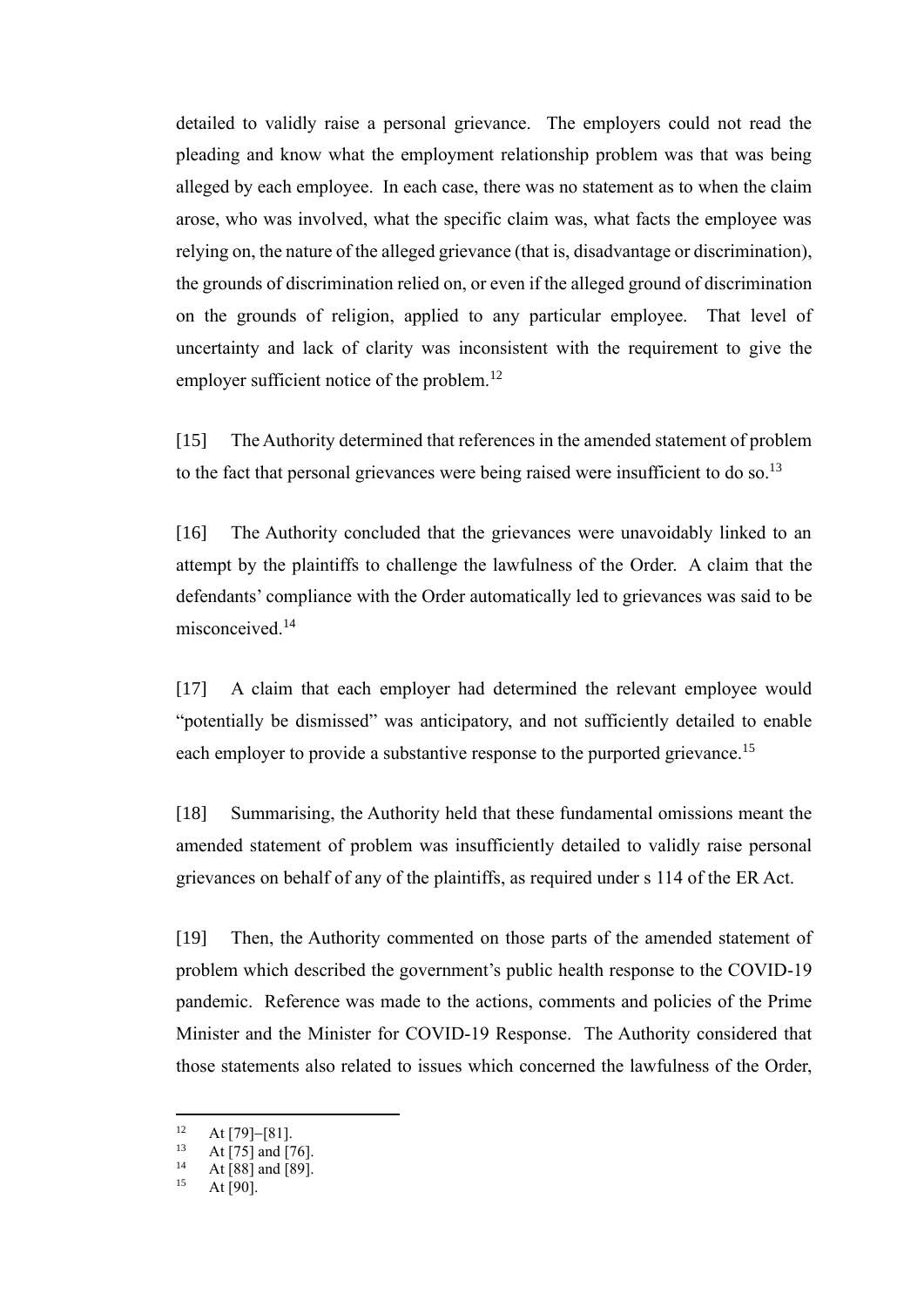detailed to validly raise a personal grievance. The employers could not read the pleading and know what the employment relationship problem was that was being alleged by each employee. In each case, there was no statement as to when the claim arose, who was involved, what the specific claim was, what facts the employee was relying on, the nature of the alleged grievance (that is, disadvantage or discrimination), the grounds of discrimination relied on, or even if the alleged ground of discrimination on the grounds of religion, applied to any particular employee. That level of uncertainty and lack of clarity was inconsistent with the requirement to give the employer sufficient notice of the problem.[12]

[15] The Authority determined that references in the amended statement of problem to the fact that personal grievances were being raised were insufficient to do so.[13]

[16] The Authority concluded that the grievances were unavoidably linked to an attempt by the plaintiffs to challenge the lawfulness of the Order. A claim that the defendants' compliance with the Order automatically led to grievances was said to be misconceived.[14]

[17] A claim that each employer had determined the relevant employee would "potentially be dismissed" was anticipatory, and not sufficiently detailed to enable each employer to provide a substantive response to the purported grievance.[15]

[18] Summarising, the Authority held that these fundamental omissions meant the amended statement of problem was insufficiently detailed to validly raise personal grievances on behalf of any of the plaintiffs, as required under s 114 of the ER Act.

[19] Then, the Authority commented on those parts of the amended statement of problem which described the government's public health response to the COVID-19 pandemic. Reference was made to the actions, comments and policies of the Prime Minister and the Minister for COVID-19 Response. The Authority considered that those statements also related to issues which concerned the lawfulness of the Order,

---

[12] At [79]–[81].

[13] At [75] and [76].

[14] At [88] and [89].

[15] At [90].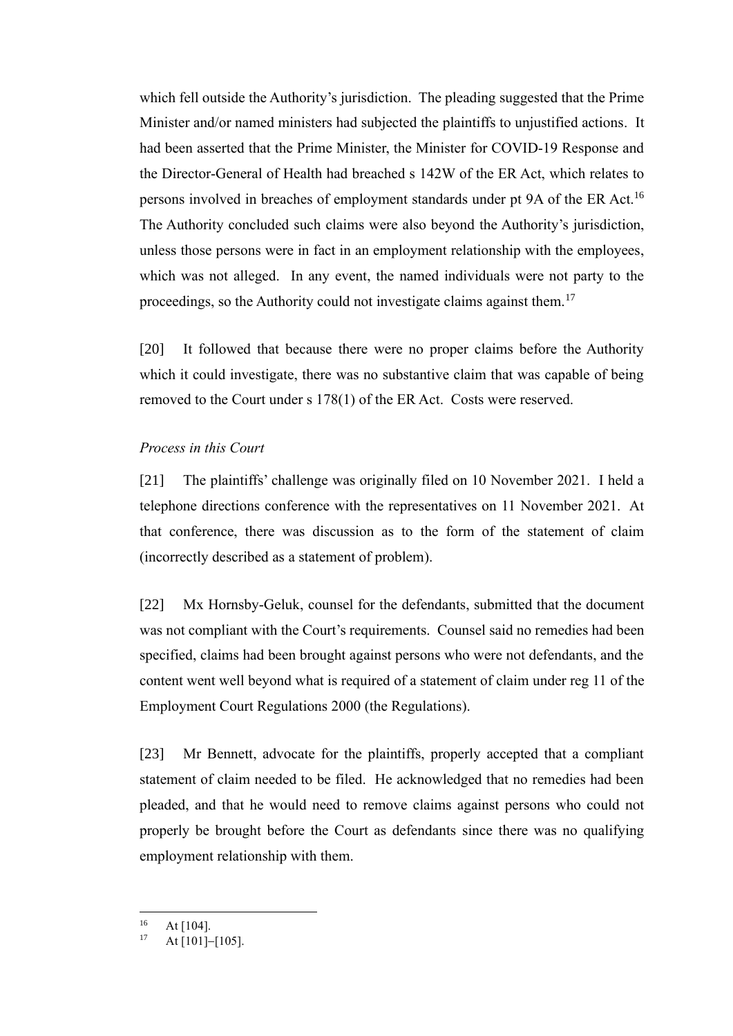which fell outside the Authority's jurisdiction. The pleading suggested that the Prime Minister and/or named ministers had subjected the plaintiffs to unjustified actions. It had been asserted that the Prime Minister, the Minister for COVID-19 Response and the Director-General of Health had breached s 142W of the ER Act, which relates to persons involved in breaches of employment standards under pt 9A of the ER Act.[16] The Authority concluded such claims were also beyond the Authority's jurisdiction, unless those persons were in fact in an employment relationship with the employees, which was not alleged. In any event, the named individuals were not party to the proceedings, so the Authority could not investigate claims against them.[17]

[20] It followed that because there were no proper claims before the Authority which it could investigate, there was no substantive claim that was capable of being removed to the Court under s 178(1) of the ER Act. Costs were reserved.

*Process in this Court*

[21] The plaintiffs' challenge was originally filed on 10 November 2021. I held a telephone directions conference with the representatives on 11 November 2021. At that conference, there was discussion as to the form of the statement of claim (incorrectly described as a statement of problem).

[22] Mx Hornsby-Geluk, counsel for the defendants, submitted that the document was not compliant with the Court's requirements. Counsel said no remedies had been specified, claims had been brought against persons who were not defendants, and the content went well beyond what is required of a statement of claim under reg 11 of the Employment Court Regulations 2000 (the Regulations).

[23] Mr Bennett, advocate for the plaintiffs, properly accepted that a compliant statement of claim needed to be filed. He acknowledged that no remedies had been pleaded, and that he would need to remove claims against persons who could not properly be brought before the Court as defendants since there was no qualifying employment relationship with them.

---

[16] At [104].

[17] At [101]–[105].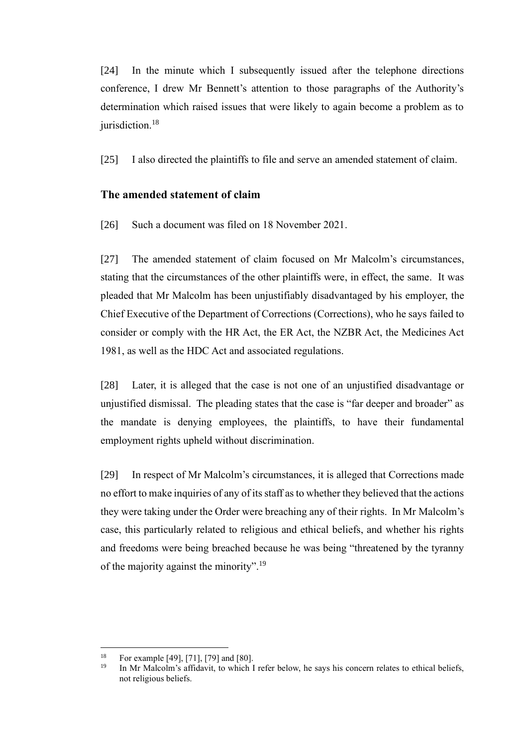[24] In the minute which I subsequently issued after the telephone directions conference, I drew Mr Bennett's attention to those paragraphs of the Authority's determination which raised issues that were likely to again become a problem as to jurisdiction.[18]

[25] I also directed the plaintiffs to file and serve an amended statement of claim.

## The amended statement of claim

[26] Such a document was filed on 18 November 2021.

[27] The amended statement of claim focused on Mr Malcolm's circumstances, stating that the circumstances of the other plaintiffs were, in effect, the same. It was pleaded that Mr Malcolm has been unjustifiably disadvantaged by his employer, the Chief Executive of the Department of Corrections (Corrections), who he says failed to consider or comply with the HR Act, the ER Act, the NZBR Act, the Medicines Act 1981, as well as the HDC Act and associated regulations.

[28] Later, it is alleged that the case is not one of an unjustified disadvantage or unjustified dismissal. The pleading states that the case is "far deeper and broader" as the mandate is denying employees, the plaintiffs, to have their fundamental employment rights upheld without discrimination.

[29] In respect of Mr Malcolm's circumstances, it is alleged that Corrections made no effort to make inquiries of any of its staff as to whether they believed that the actions they were taking under the Order were breaching any of their rights. In Mr Malcolm's case, this particularly related to religious and ethical beliefs, and whether his rights and freedoms were being breached because he was being "threatened by the tyranny of the majority against the minority".[19]

---

[18] For example [49], [71], [79] and [80].

[19] In Mr Malcolm's affidavit, to which I refer below, he says his concern relates to ethical beliefs, not religious beliefs.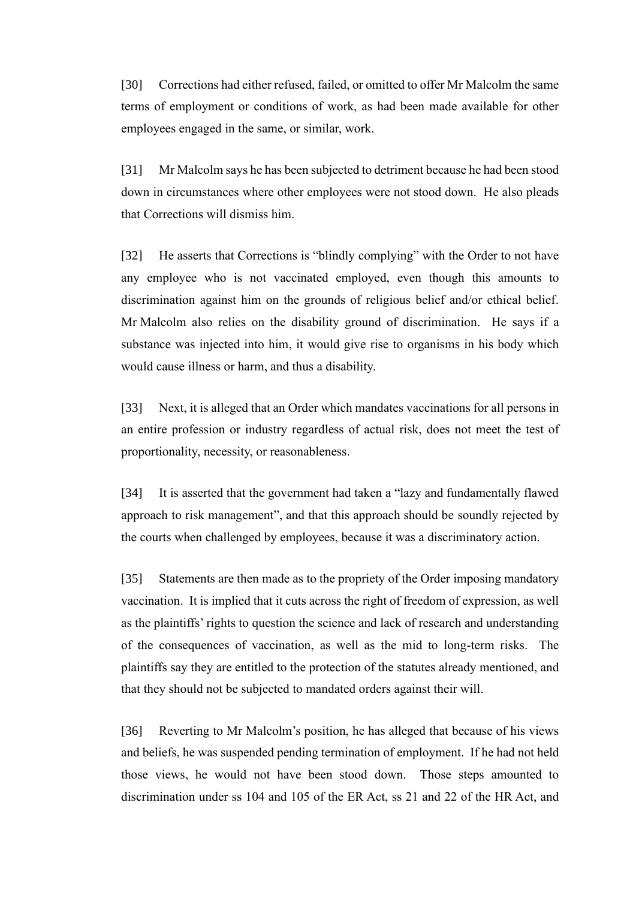[30] Corrections had either refused, failed, or omitted to offer Mr Malcolm the same terms of employment or conditions of work, as had been made available for other employees engaged in the same, or similar, work.

[31] Mr Malcolm says he has been subjected to detriment because he had been stood down in circumstances where other employees were not stood down. He also pleads that Corrections will dismiss him.

[32] He asserts that Corrections is "blindly complying" with the Order to not have any employee who is not vaccinated employed, even though this amounts to discrimination against him on the grounds of religious belief and/or ethical belief. Mr Malcolm also relies on the disability ground of discrimination. He says if a substance was injected into him, it would give rise to organisms in his body which would cause illness or harm, and thus a disability.

[33] Next, it is alleged that an Order which mandates vaccinations for all persons in an entire profession or industry regardless of actual risk, does not meet the test of proportionality, necessity, or reasonableness.

[34] It is asserted that the government had taken a "lazy and fundamentally flawed approach to risk management", and that this approach should be soundly rejected by the courts when challenged by employees, because it was a discriminatory action.

[35] Statements are then made as to the propriety of the Order imposing mandatory vaccination. It is implied that it cuts across the right of freedom of expression, as well as the plaintiffs' rights to question the science and lack of research and understanding of the consequences of vaccination, as well as the mid to long-term risks. The plaintiffs say they are entitled to the protection of the statutes already mentioned, and that they should not be subjected to mandated orders against their will.

[36] Reverting to Mr Malcolm's position, he has alleged that because of his views and beliefs, he was suspended pending termination of employment. If he had not held those views, he would not have been stood down. Those steps amounted to discrimination under ss 104 and 105 of the ER Act, ss 21 and 22 of the HR Act, and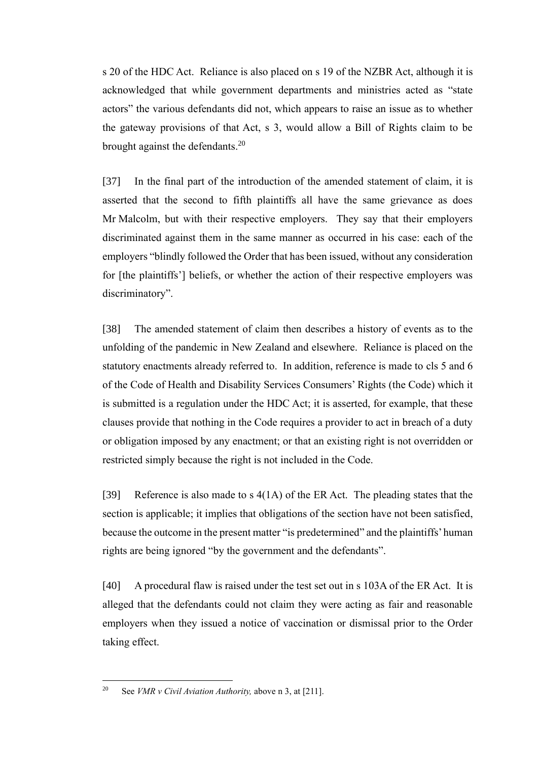s 20 of the HDC Act. Reliance is also placed on s 19 of the NZBR Act, although it is acknowledged that while government departments and ministries acted as "state actors" the various defendants did not, which appears to raise an issue as to whether the gateway provisions of that Act, s 3, would allow a Bill of Rights claim to be brought against the defendants.[20]

[37] In the final part of the introduction of the amended statement of claim, it is asserted that the second to fifth plaintiffs all have the same grievance as does Mr Malcolm, but with their respective employers. They say that their employers discriminated against them in the same manner as occurred in his case: each of the employers "blindly followed the Order that has been issued, without any consideration for [the plaintiffs'] beliefs, or whether the action of their respective employers was discriminatory".

[38] The amended statement of claim then describes a history of events as to the unfolding of the pandemic in New Zealand and elsewhere. Reliance is placed on the statutory enactments already referred to. In addition, reference is made to cls 5 and 6 of the Code of Health and Disability Services Consumers' Rights (the Code) which it is submitted is a regulation under the HDC Act; it is asserted, for example, that these clauses provide that nothing in the Code requires a provider to act in breach of a duty or obligation imposed by any enactment; or that an existing right is not overridden or restricted simply because the right is not included in the Code.

[39] Reference is also made to s 4(1A) of the ER Act. The pleading states that the section is applicable; it implies that obligations of the section have not been satisfied, because the outcome in the present matter "is predetermined" and the plaintiffs' human rights are being ignored "by the government and the defendants".

[40] A procedural flaw is raised under the test set out in s 103A of the ER Act. It is alleged that the defendants could not claim they were acting as fair and reasonable employers when they issued a notice of vaccination or dismissal prior to the Order taking effect.

---

[20] See *VMR v Civil Aviation Authority,* above n 3, at [211].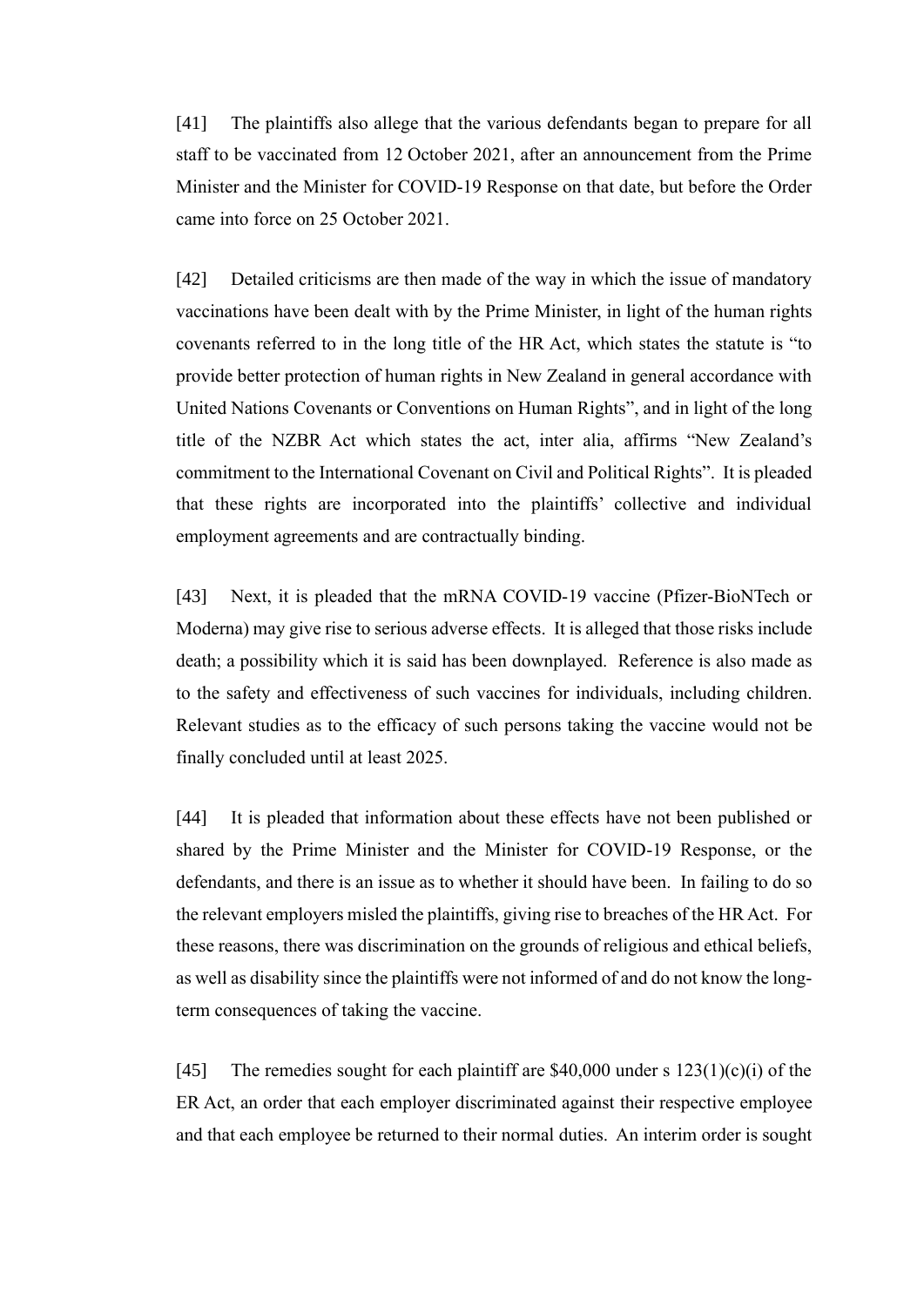[41] The plaintiffs also allege that the various defendants began to prepare for all staff to be vaccinated from 12 October 2021, after an announcement from the Prime Minister and the Minister for COVID-19 Response on that date, but before the Order came into force on 25 October 2021.

[42] Detailed criticisms are then made of the way in which the issue of mandatory vaccinations have been dealt with by the Prime Minister, in light of the human rights covenants referred to in the long title of the HR Act, which states the statute is "to provide better protection of human rights in New Zealand in general accordance with United Nations Covenants or Conventions on Human Rights", and in light of the long title of the NZBR Act which states the act, inter alia, affirms "New Zealand's commitment to the International Covenant on Civil and Political Rights". It is pleaded that these rights are incorporated into the plaintiffs' collective and individual employment agreements and are contractually binding.

[43] Next, it is pleaded that the mRNA COVID-19 vaccine (Pfizer-BioNTech or Moderna) may give rise to serious adverse effects. It is alleged that those risks include death; a possibility which it is said has been downplayed. Reference is also made as to the safety and effectiveness of such vaccines for individuals, including children. Relevant studies as to the efficacy of such persons taking the vaccine would not be finally concluded until at least 2025.

[44] It is pleaded that information about these effects have not been published or shared by the Prime Minister and the Minister for COVID-19 Response, or the defendants, and there is an issue as to whether it should have been. In failing to do so the relevant employers misled the plaintiffs, giving rise to breaches of the HR Act. For these reasons, there was discrimination on the grounds of religious and ethical beliefs, as well as disability since the plaintiffs were not informed of and do not know the long-term consequences of taking the vaccine.

[45] The remedies sought for each plaintiff are $40,000 under s 123(1)(c)(i) of the ER Act, an order that each employer discriminated against their respective employee and that each employee be returned to their normal duties. An interim order is sought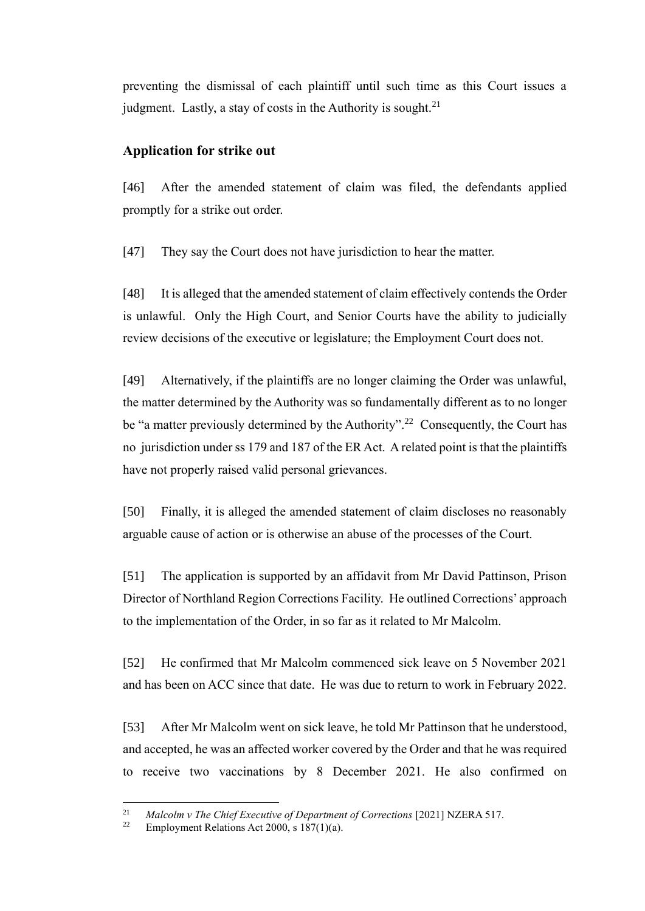preventing the dismissal of each plaintiff until such time as this Court issues a judgment. Lastly, a stay of costs in the Authority is sought.[21]

## Application for strike out

[46] After the amended statement of claim was filed, the defendants applied promptly for a strike out order.

[47] They say the Court does not have jurisdiction to hear the matter.

[48] It is alleged that the amended statement of claim effectively contends the Order is unlawful. Only the High Court, and Senior Courts have the ability to judicially review decisions of the executive or legislature; the Employment Court does not.

[49] Alternatively, if the plaintiffs are no longer claiming the Order was unlawful, the matter determined by the Authority was so fundamentally different as to no longer be "a matter previously determined by the Authority".[22] Consequently, the Court has no jurisdiction under ss 179 and 187 of the ER Act. A related point is that the plaintiffs have not properly raised valid personal grievances.

[50] Finally, it is alleged the amended statement of claim discloses no reasonably arguable cause of action or is otherwise an abuse of the processes of the Court.

[51] The application is supported by an affidavit from Mr David Pattinson, Prison Director of Northland Region Corrections Facility. He outlined Corrections' approach to the implementation of the Order, in so far as it related to Mr Malcolm.

[52] He confirmed that Mr Malcolm commenced sick leave on 5 November 2021 and has been on ACC since that date. He was due to return to work in February 2022.

[53] After Mr Malcolm went on sick leave, he told Mr Pattinson that he understood, and accepted, he was an affected worker covered by the Order and that he was required to receive two vaccinations by 8 December 2021. He also confirmed on

---

[21] *Malcolm v The Chief Executive of Department of Corrections* [2021] NZERA 517.

[22] Employment Relations Act 2000, s 187(1)(a).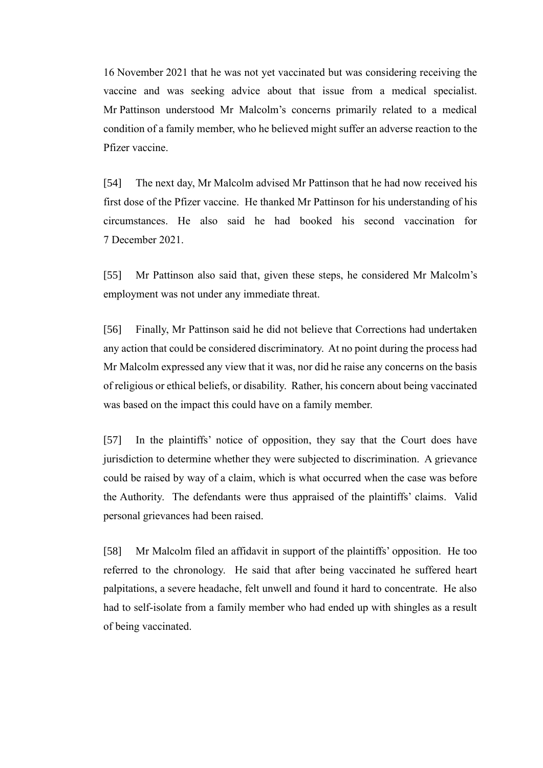16 November 2021 that he was not yet vaccinated but was considering receiving the vaccine and was seeking advice about that issue from a medical specialist. Mr Pattinson understood Mr Malcolm's concerns primarily related to a medical condition of a family member, who he believed might suffer an adverse reaction to the Pfizer vaccine.

[54] The next day, Mr Malcolm advised Mr Pattinson that he had now received his first dose of the Pfizer vaccine. He thanked Mr Pattinson for his understanding of his circumstances. He also said he had booked his second vaccination for 7 December 2021.

[55] Mr Pattinson also said that, given these steps, he considered Mr Malcolm's employment was not under any immediate threat.

[56] Finally, Mr Pattinson said he did not believe that Corrections had undertaken any action that could be considered discriminatory. At no point during the process had Mr Malcolm expressed any view that it was, nor did he raise any concerns on the basis of religious or ethical beliefs, or disability. Rather, his concern about being vaccinated was based on the impact this could have on a family member.

[57] In the plaintiffs' notice of opposition, they say that the Court does have jurisdiction to determine whether they were subjected to discrimination. A grievance could be raised by way of a claim, which is what occurred when the case was before the Authority. The defendants were thus appraised of the plaintiffs' claims. Valid personal grievances had been raised.

[58] Mr Malcolm filed an affidavit in support of the plaintiffs' opposition. He too referred to the chronology. He said that after being vaccinated he suffered heart palpitations, a severe headache, felt unwell and found it hard to concentrate. He also had to self-isolate from a family member who had ended up with shingles as a result of being vaccinated.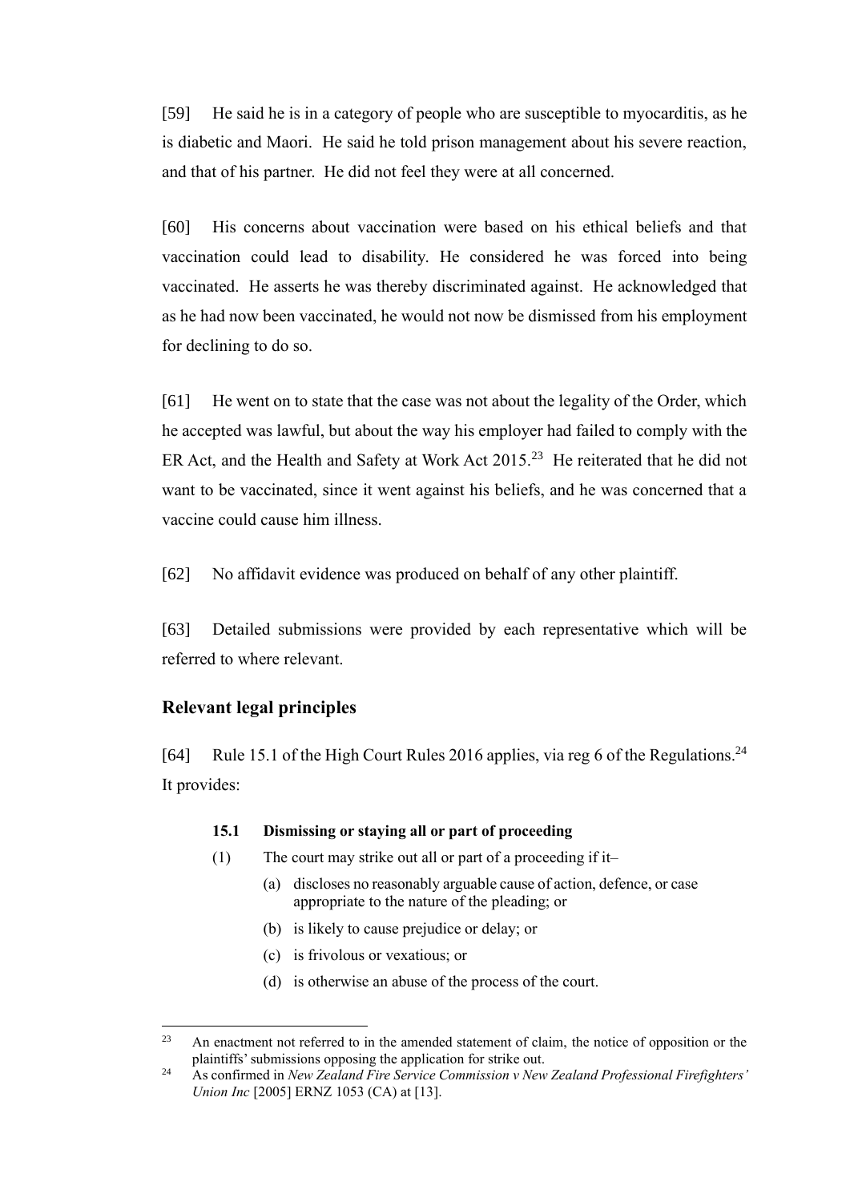[59] He said he is in a category of people who are susceptible to myocarditis, as he is diabetic and Maori. He said he told prison management about his severe reaction, and that of his partner. He did not feel they were at all concerned.

[60] His concerns about vaccination were based on his ethical beliefs and that vaccination could lead to disability. He considered he was forced into being vaccinated. He asserts he was thereby discriminated against. He acknowledged that as he had now been vaccinated, he would not now be dismissed from his employment for declining to do so.

[61] He went on to state that the case was not about the legality of the Order, which he accepted was lawful, but about the way his employer had failed to comply with the ER Act, and the Health and Safety at Work Act 2015.[23] He reiterated that he did not want to be vaccinated, since it went against his beliefs, and he was concerned that a vaccine could cause him illness.

[62] No affidavit evidence was produced on behalf of any other plaintiff.

[63] Detailed submissions were provided by each representative which will be referred to where relevant.

## Relevant legal principles

[64] Rule 15.1 of the High Court Rules 2016 applies, via reg 6 of the Regulations.[24] It provides:

> **15.1 Dismissing or staying all or part of proceeding**
>
> (1) The court may strike out all or part of a proceeding if it–
>
> (a) discloses no reasonably arguable cause of action, defence, or case appropriate to the nature of the pleading; or
>
> (b) is likely to cause prejudice or delay; or
>
> (c) is frivolous or vexatious; or
>
> (d) is otherwise an abuse of the process of the court.

---

[23] An enactment not referred to in the amended statement of claim, the notice of opposition or the plaintiffs' submissions opposing the application for strike out.

[24] As confirmed in *New Zealand Fire Service Commission v New Zealand Professional Firefighters' Union Inc* [2005] ERNZ 1053 (CA) at [13].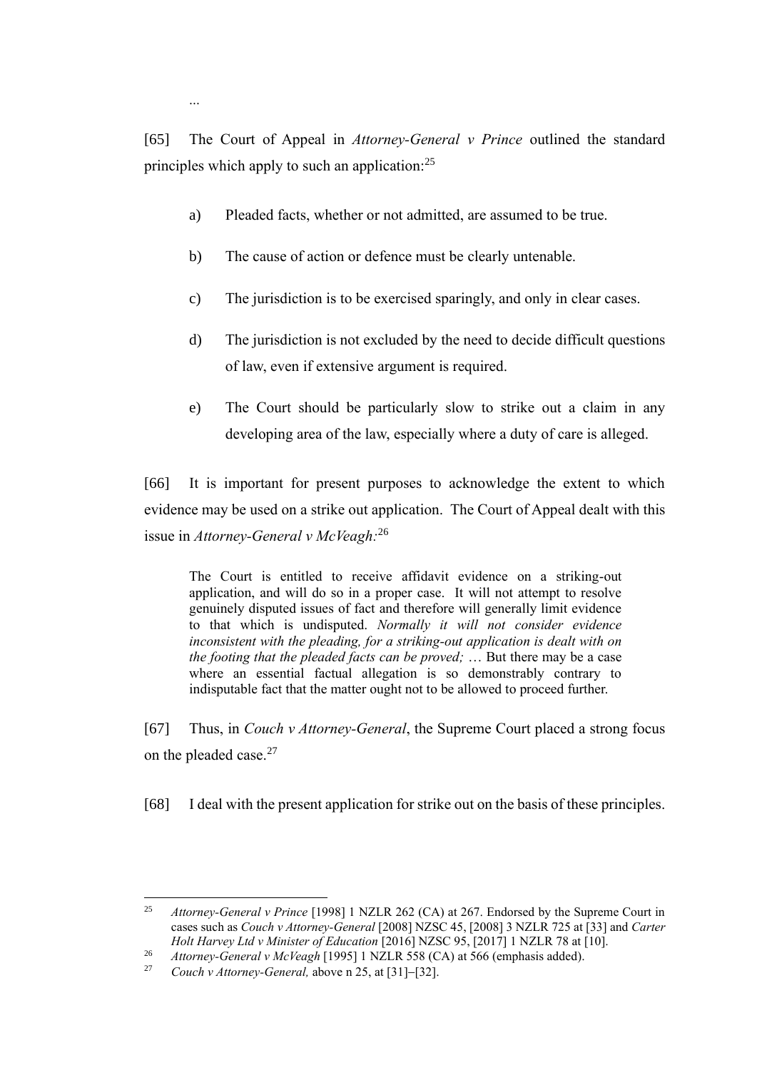...

[65] The Court of Appeal in *Attorney-General v Prince* outlined the standard principles which apply to such an application:[25]

a) Pleaded facts, whether or not admitted, are assumed to be true.

b) The cause of action or defence must be clearly untenable.

c) The jurisdiction is to be exercised sparingly, and only in clear cases.

d) The jurisdiction is not excluded by the need to decide difficult questions of law, even if extensive argument is required.

e) The Court should be particularly slow to strike out a claim in any developing area of the law, especially where a duty of care is alleged.

[66] It is important for present purposes to acknowledge the extent to which evidence may be used on a strike out application. The Court of Appeal dealt with this issue in *Attorney-General v McVeagh*:[26]

> The Court is entitled to receive affidavit evidence on a striking-out application, and will do so in a proper case. It will not attempt to resolve genuinely disputed issues of fact and therefore will generally limit evidence to that which is undisputed. *Normally it will not consider evidence inconsistent with the pleading, for a striking-out application is dealt with on the footing that the pleaded facts can be proved;* … But there may be a case where an essential factual allegation is so demonstrably contrary to indisputable fact that the matter ought not to be allowed to proceed further.

[67] Thus, in *Couch v Attorney-General*, the Supreme Court placed a strong focus on the pleaded case.[27]

[68] I deal with the present application for strike out on the basis of these principles.

---

[25] *Attorney-General v Prince* [1998] 1 NZLR 262 (CA) at 267. Endorsed by the Supreme Court in cases such as *Couch v Attorney-General* [2008] NZSC 45, [2008] 3 NZLR 725 at [33] and *Carter Holt Harvey Ltd v Minister of Education* [2016] NZSC 95, [2017] 1 NZLR 78 at [10].

[26] *Attorney-General v McVeagh* [1995] 1 NZLR 558 (CA) at 566 (emphasis added).

[27] *Couch v Attorney-General,* above n 25, at [31]–[32].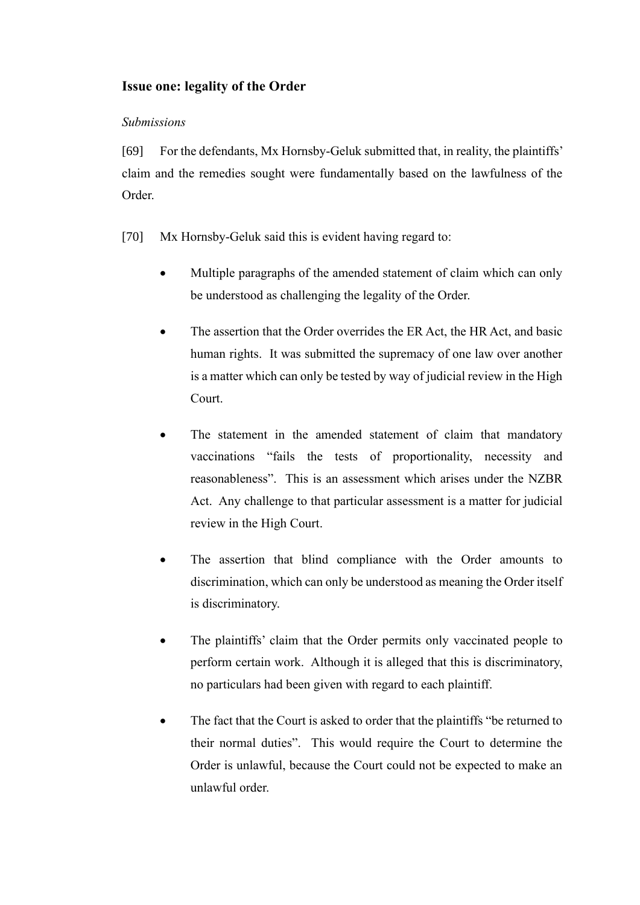## Issue one: legality of the Order

*Submissions*

[69] For the defendants, Mx Hornsby-Geluk submitted that, in reality, the plaintiffs' claim and the remedies sought were fundamentally based on the lawfulness of the Order.

[70] Mx Hornsby-Geluk said this is evident having regard to:

- Multiple paragraphs of the amended statement of claim which can only be understood as challenging the legality of the Order.

- The assertion that the Order overrides the ER Act, the HR Act, and basic human rights. It was submitted the supremacy of one law over another is a matter which can only be tested by way of judicial review in the High Court.

- The statement in the amended statement of claim that mandatory vaccinations "fails the tests of proportionality, necessity and reasonableness". This is an assessment which arises under the NZBR Act. Any challenge to that particular assessment is a matter for judicial review in the High Court.

- The assertion that blind compliance with the Order amounts to discrimination, which can only be understood as meaning the Order itself is discriminatory.

- The plaintiffs' claim that the Order permits only vaccinated people to perform certain work. Although it is alleged that this is discriminatory, no particulars had been given with regard to each plaintiff.

- The fact that the Court is asked to order that the plaintiffs "be returned to their normal duties". This would require the Court to determine the Order is unlawful, because the Court could not be expected to make an unlawful order.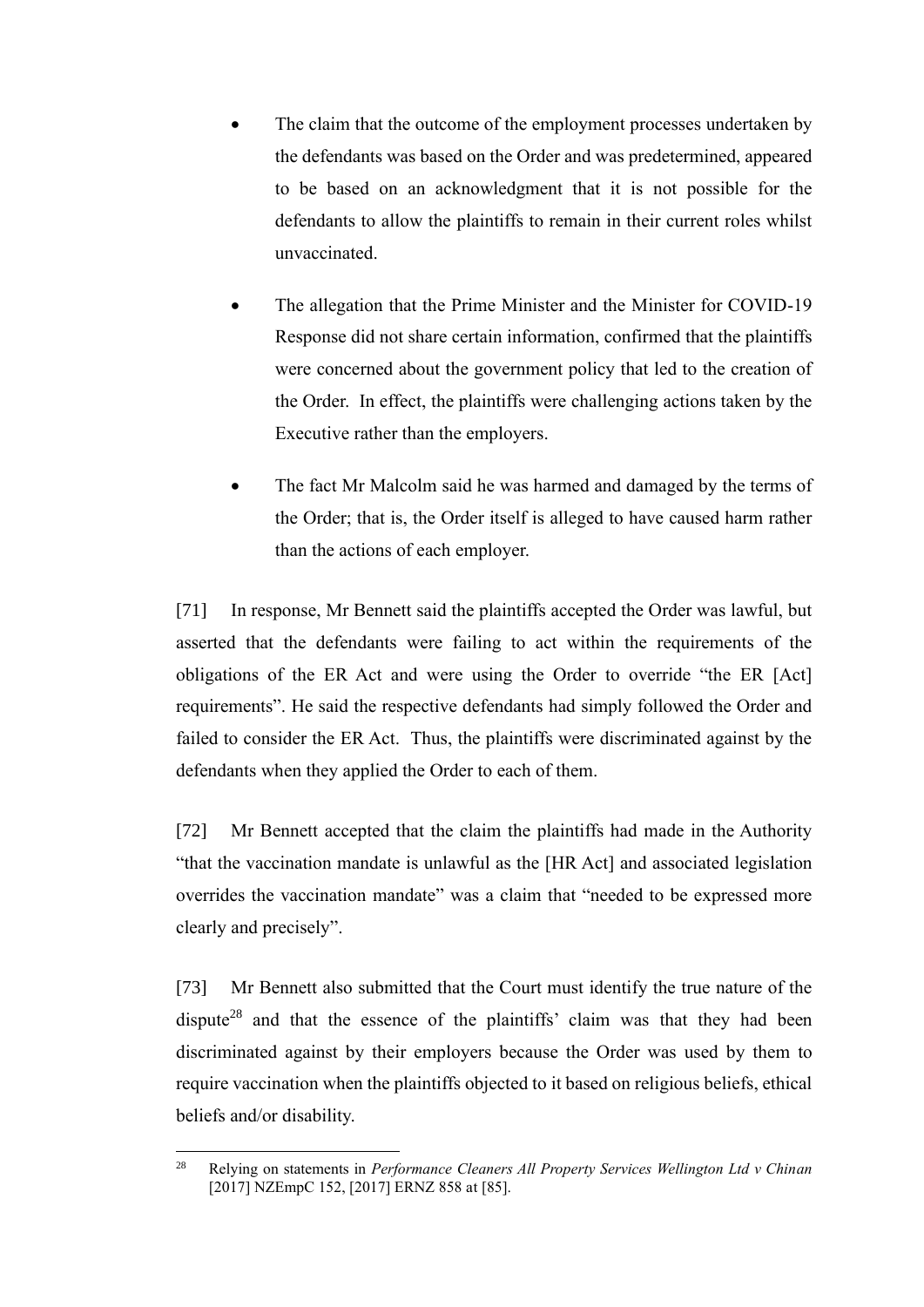- The claim that the outcome of the employment processes undertaken by the defendants was based on the Order and was predetermined, appeared to be based on an acknowledgment that it is not possible for the defendants to allow the plaintiffs to remain in their current roles whilst unvaccinated.

- The allegation that the Prime Minister and the Minister for COVID-19 Response did not share certain information, confirmed that the plaintiffs were concerned about the government policy that led to the creation of the Order. In effect, the plaintiffs were challenging actions taken by the Executive rather than the employers.

- The fact Mr Malcolm said he was harmed and damaged by the terms of the Order; that is, the Order itself is alleged to have caused harm rather than the actions of each employer.

[71] In response, Mr Bennett said the plaintiffs accepted the Order was lawful, but asserted that the defendants were failing to act within the requirements of the obligations of the ER Act and were using the Order to override "the ER [Act] requirements". He said the respective defendants had simply followed the Order and failed to consider the ER Act. Thus, the plaintiffs were discriminated against by the defendants when they applied the Order to each of them.

[72] Mr Bennett accepted that the claim the plaintiffs had made in the Authority "that the vaccination mandate is unlawful as the [HR Act] and associated legislation overrides the vaccination mandate" was a claim that "needed to be expressed more clearly and precisely".

[73] Mr Bennett also submitted that the Court must identify the true nature of the dispute[28] and that the essence of the plaintiffs' claim was that they had been discriminated against by their employers because the Order was used by them to require vaccination when the plaintiffs objected to it based on religious beliefs, ethical beliefs and/or disability.

---

[28] Relying on statements in *Performance Cleaners All Property Services Wellington Ltd v Chinan* [2017] NZEmpC 152, [2017] ERNZ 858 at [85].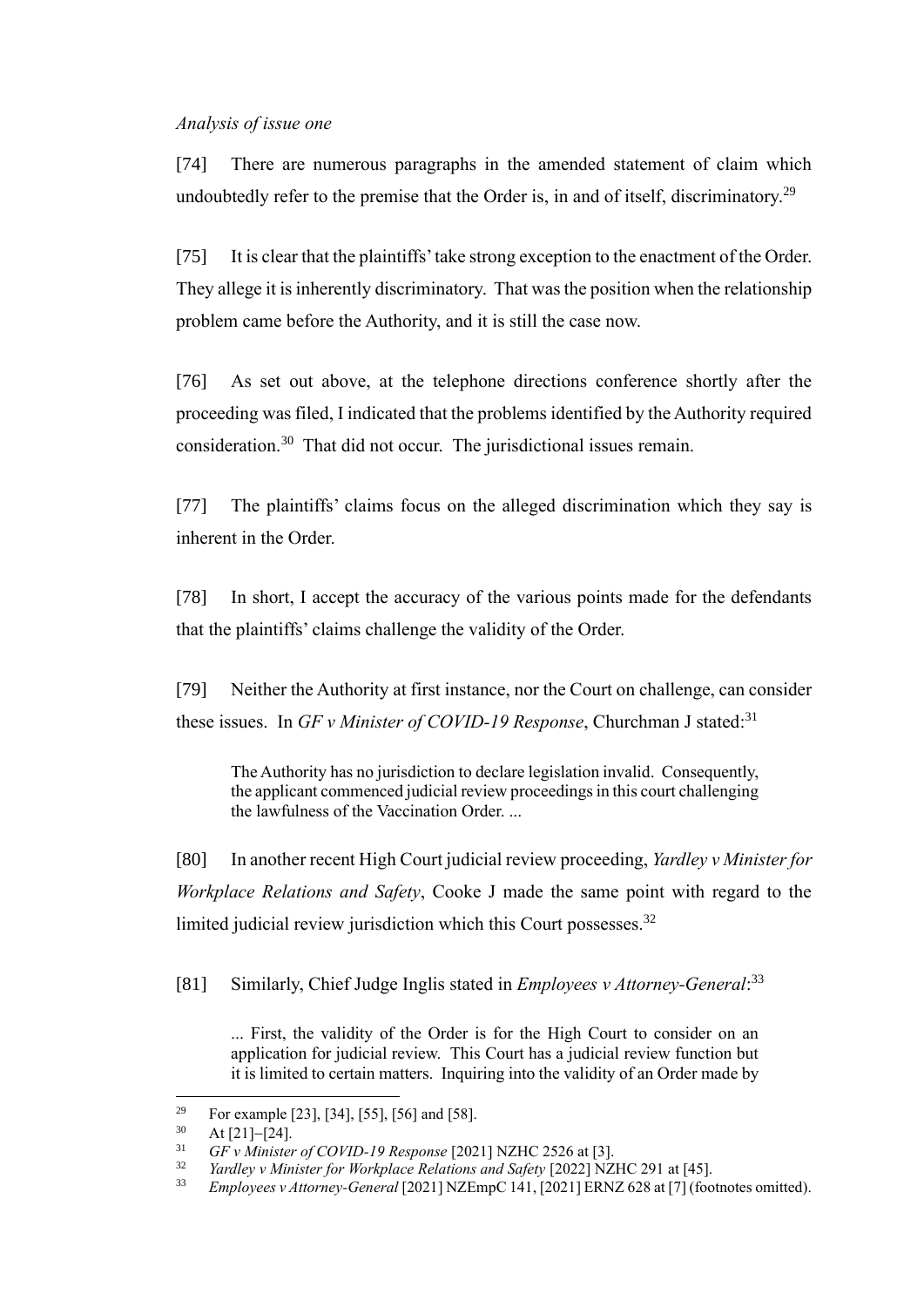*Analysis of issue one*

[74] There are numerous paragraphs in the amended statement of claim which undoubtedly refer to the premise that the Order is, in and of itself, discriminatory.[29]

[75] It is clear that the plaintiffs' take strong exception to the enactment of the Order. They allege it is inherently discriminatory. That was the position when the relationship problem came before the Authority, and it is still the case now.

[76] As set out above, at the telephone directions conference shortly after the proceeding was filed, I indicated that the problems identified by the Authority required consideration.[30] That did not occur. The jurisdictional issues remain.

[77] The plaintiffs' claims focus on the alleged discrimination which they say is inherent in the Order.

[78] In short, I accept the accuracy of the various points made for the defendants that the plaintiffs' claims challenge the validity of the Order.

[79] Neither the Authority at first instance, nor the Court on challenge, can consider these issues. In *GF v Minister of COVID-19 Response*, Churchman J stated:[31]

> The Authority has no jurisdiction to declare legislation invalid. Consequently, the applicant commenced judicial review proceedings in this court challenging the lawfulness of the Vaccination Order. ...

[80] In another recent High Court judicial review proceeding, *Yardley v Minister for Workplace Relations and Safety*, Cooke J made the same point with regard to the limited judicial review jurisdiction which this Court possesses.[32]

[81] Similarly, Chief Judge Inglis stated in *Employees v Attorney-General*:[33]

> ... First, the validity of the Order is for the High Court to consider on an application for judicial review. This Court has a judicial review function but it is limited to certain matters. Inquiring into the validity of an Order made by

---

[29] For example [23], [34], [55], [56] and [58].

[30] At [21]–[24].

[31] *GF v Minister of COVID-19 Response* [2021] NZHC 2526 at [3].

[32] *Yardley v Minister for Workplace Relations and Safety* [2022] NZHC 291 at [45].

[33] *Employees v Attorney-General* [2021] NZEmpC 141, [2021] ERNZ 628 at [7] (footnotes omitted).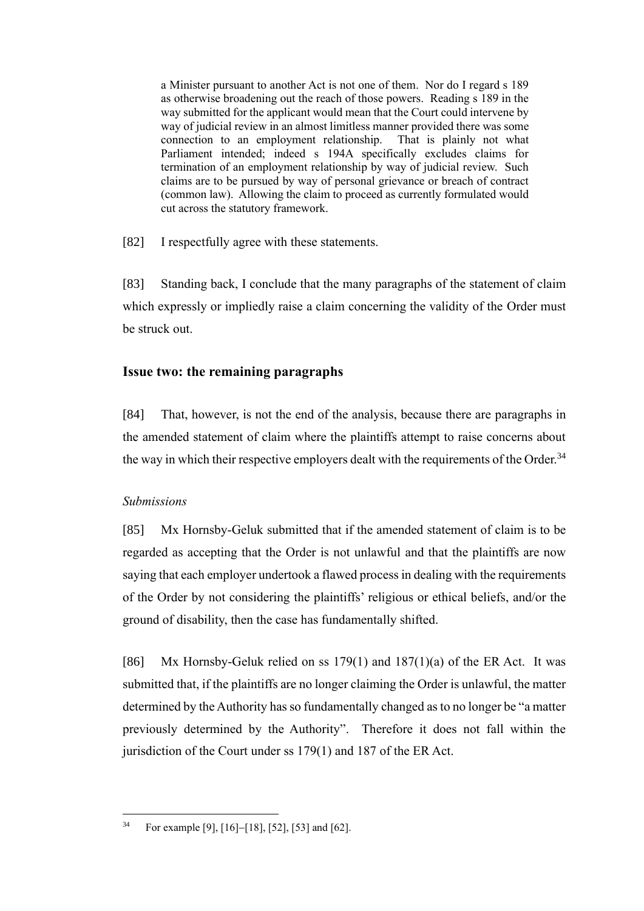> a Minister pursuant to another Act is not one of them. Nor do I regard s 189 as otherwise broadening out the reach of those powers. Reading s 189 in the way submitted for the applicant would mean that the Court could intervene by way of judicial review in an almost limitless manner provided there was some connection to an employment relationship. That is plainly not what Parliament intended; indeed s 194A specifically excludes claims for termination of an employment relationship by way of judicial review. Such claims are to be pursued by way of personal grievance or breach of contract (common law). Allowing the claim to proceed as currently formulated would cut across the statutory framework.

[82] I respectfully agree with these statements.

[83] Standing back, I conclude that the many paragraphs of the statement of claim which expressly or impliedly raise a claim concerning the validity of the Order must be struck out.

## Issue two: the remaining paragraphs

[84] That, however, is not the end of the analysis, because there are paragraphs in the amended statement of claim where the plaintiffs attempt to raise concerns about the way in which their respective employers dealt with the requirements of the Order.[34]

### *Submissions*

[85] Mx Hornsby-Geluk submitted that if the amended statement of claim is to be regarded as accepting that the Order is not unlawful and that the plaintiffs are now saying that each employer undertook a flawed process in dealing with the requirements of the Order by not considering the plaintiffs' religious or ethical beliefs, and/or the ground of disability, then the case has fundamentally shifted.

[86] Mx Hornsby-Geluk relied on ss 179(1) and 187(1)(a) of the ER Act. It was submitted that, if the plaintiffs are no longer claiming the Order is unlawful, the matter determined by the Authority has so fundamentally changed as to no longer be "a matter previously determined by the Authority". Therefore it does not fall within the jurisdiction of the Court under ss 179(1) and 187 of the ER Act.

---

[34] For example [9], [16]–[18], [52], [53] and [62].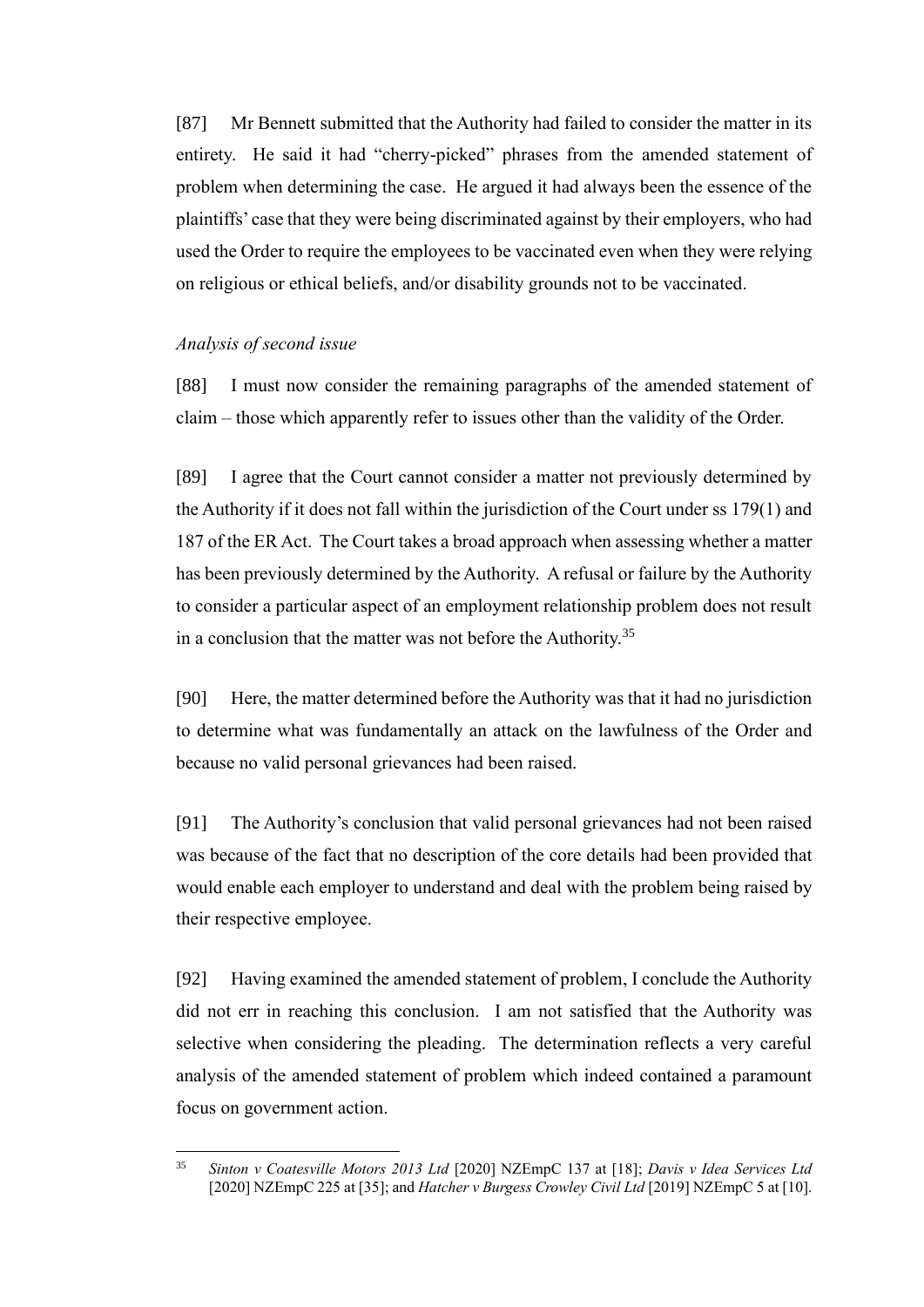[87] Mr Bennett submitted that the Authority had failed to consider the matter in its entirety. He said it had "cherry-picked" phrases from the amended statement of problem when determining the case. He argued it had always been the essence of the plaintiffs' case that they were being discriminated against by their employers, who had used the Order to require the employees to be vaccinated even when they were relying on religious or ethical beliefs, and/or disability grounds not to be vaccinated.

*Analysis of second issue*

[88] I must now consider the remaining paragraphs of the amended statement of claim – those which apparently refer to issues other than the validity of the Order.

[89] I agree that the Court cannot consider a matter not previously determined by the Authority if it does not fall within the jurisdiction of the Court under ss 179(1) and 187 of the ER Act. The Court takes a broad approach when assessing whether a matter has been previously determined by the Authority. A refusal or failure by the Authority to consider a particular aspect of an employment relationship problem does not result in a conclusion that the matter was not before the Authority.[35]

[90] Here, the matter determined before the Authority was that it had no jurisdiction to determine what was fundamentally an attack on the lawfulness of the Order and because no valid personal grievances had been raised.

[91] The Authority's conclusion that valid personal grievances had not been raised was because of the fact that no description of the core details had been provided that would enable each employer to understand and deal with the problem being raised by their respective employee.

[92] Having examined the amended statement of problem, I conclude the Authority did not err in reaching this conclusion. I am not satisfied that the Authority was selective when considering the pleading. The determination reflects a very careful analysis of the amended statement of problem which indeed contained a paramount focus on government action.

---

[35] *Sinton v Coatesville Motors 2013 Ltd* [2020] NZEmpC 137 at [18]; *Davis v Idea Services Ltd* [2020] NZEmpC 225 at [35]; and *Hatcher v Burgess Crowley Civil Ltd* [2019] NZEmpC 5 at [10].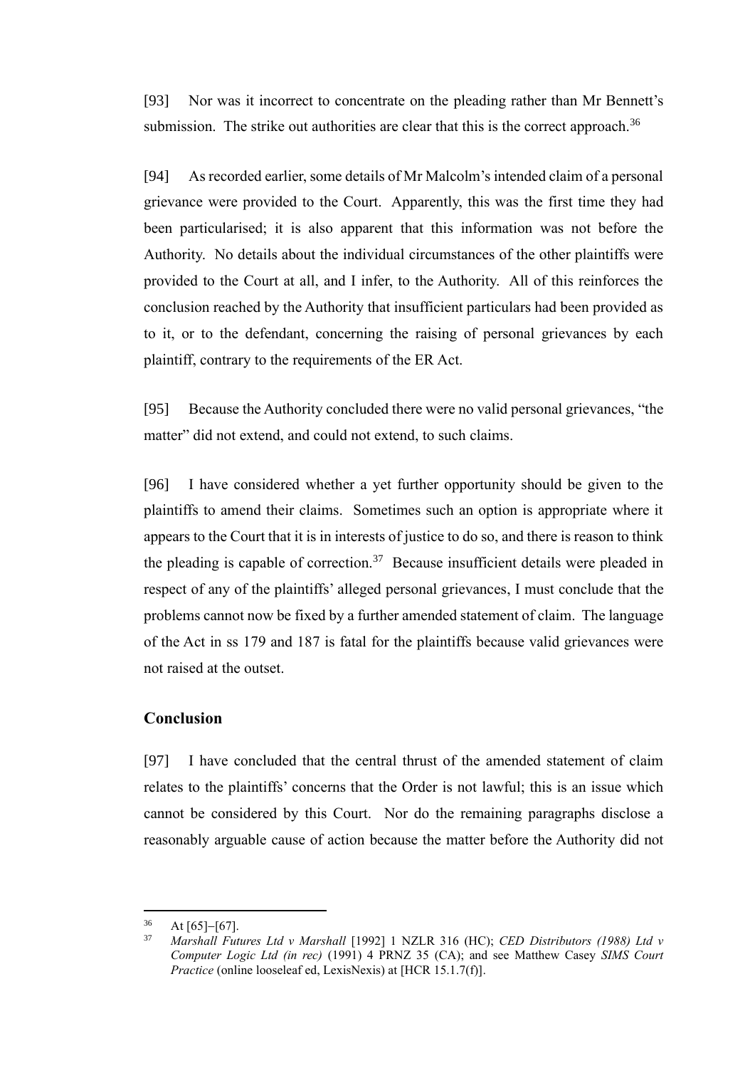[93] Nor was it incorrect to concentrate on the pleading rather than Mr Bennett's submission. The strike out authorities are clear that this is the correct approach.[36]

[94] As recorded earlier, some details of Mr Malcolm's intended claim of a personal grievance were provided to the Court. Apparently, this was the first time they had been particularised; it is also apparent that this information was not before the Authority. No details about the individual circumstances of the other plaintiffs were provided to the Court at all, and I infer, to the Authority. All of this reinforces the conclusion reached by the Authority that insufficient particulars had been provided as to it, or to the defendant, concerning the raising of personal grievances by each plaintiff, contrary to the requirements of the ER Act.

[95] Because the Authority concluded there were no valid personal grievances, "the matter" did not extend, and could not extend, to such claims.

[96] I have considered whether a yet further opportunity should be given to the plaintiffs to amend their claims. Sometimes such an option is appropriate where it appears to the Court that it is in interests of justice to do so, and there is reason to think the pleading is capable of correction.[37] Because insufficient details were pleaded in respect of any of the plaintiffs' alleged personal grievances, I must conclude that the problems cannot now be fixed by a further amended statement of claim. The language of the Act in ss 179 and 187 is fatal for the plaintiffs because valid grievances were not raised at the outset.

## Conclusion

[97] I have concluded that the central thrust of the amended statement of claim relates to the plaintiffs' concerns that the Order is not lawful; this is an issue which cannot be considered by this Court. Nor do the remaining paragraphs disclose a reasonably arguable cause of action because the matter before the Authority did not

---

[36] At [65]–[67].

[37] *Marshall Futures Ltd v Marshall* [1992] 1 NZLR 316 (HC); *CED Distributors (1988) Ltd v Computer Logic Ltd (in rec)* (1991) 4 PRNZ 35 (CA); and see Matthew Casey *SIMS Court Practice* (online looseleaf ed, LexisNexis) at [HCR 15.1.7(f)].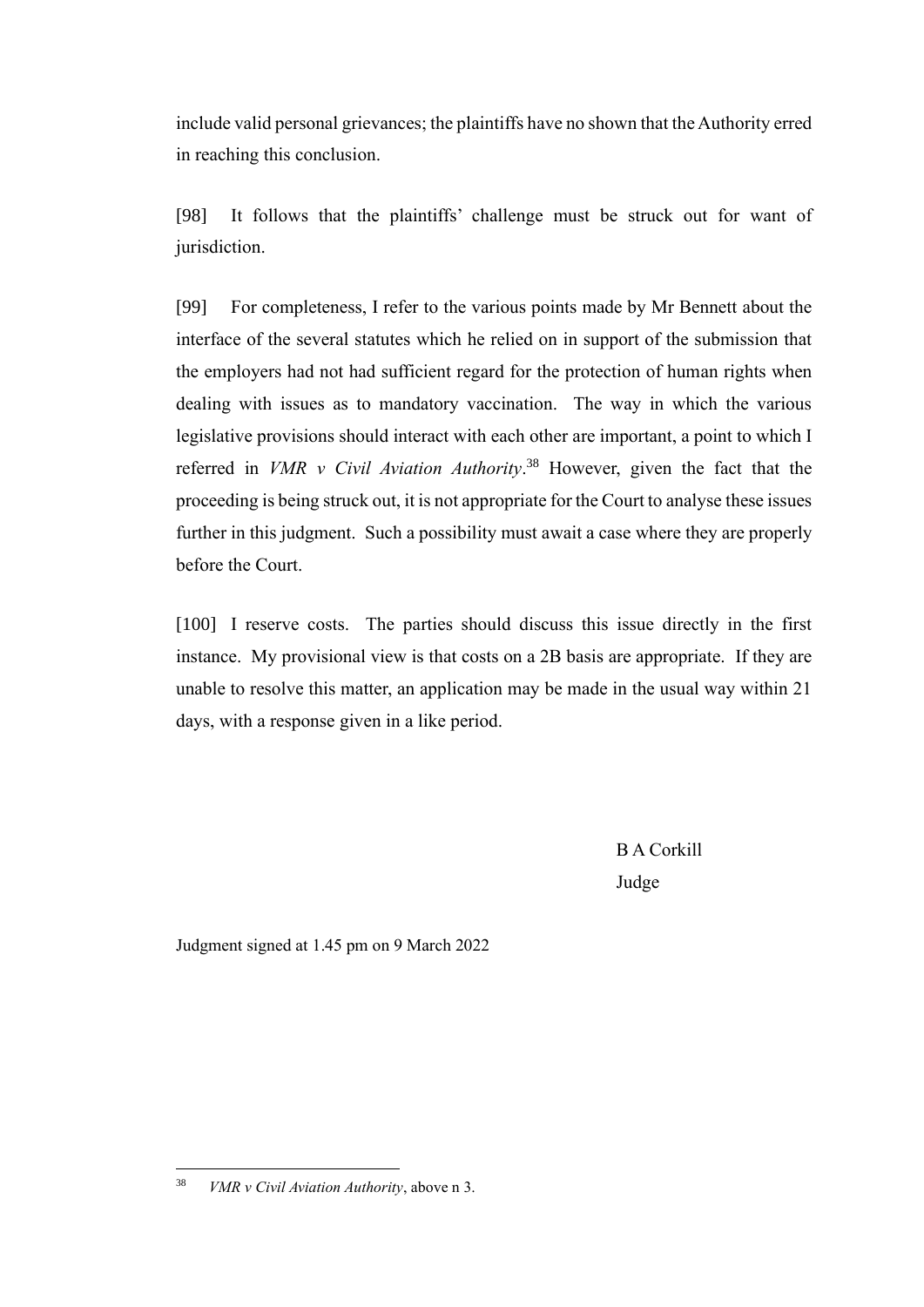include valid personal grievances; the plaintiffs have no shown that the Authority erred in reaching this conclusion.

[98] It follows that the plaintiffs' challenge must be struck out for want of jurisdiction.

[99] For completeness, I refer to the various points made by Mr Bennett about the interface of the several statutes which he relied on in support of the submission that the employers had not had sufficient regard for the protection of human rights when dealing with issues as to mandatory vaccination. The way in which the various legislative provisions should interact with each other are important, a point to which I referred in *VMR v Civil Aviation Authority*.[38] However, given the fact that the proceeding is being struck out, it is not appropriate for the Court to analyse these issues further in this judgment. Such a possibility must await a case where they are properly before the Court.

[100] I reserve costs. The parties should discuss this issue directly in the first instance. My provisional view is that costs on a 2B basis are appropriate. If they are unable to resolve this matter, an application may be made in the usual way within 21 days, with a response given in a like period.

B A Corkill
Judge

Judgment signed at 1.45 pm on 9 March 2022

[38] *VMR v Civil Aviation Authority*, above n 3.